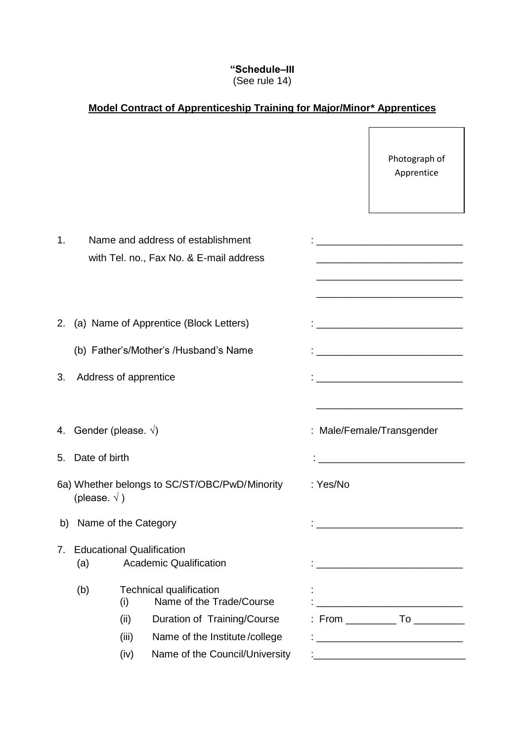**"Schedule–III**
(See rule 14)

**Model Contract of Apprenticeship Training for Major/Minor* Apprentices**

Photograph of Apprentice

1. Name and address of establishment with Tel. no., Fax No. & E-mail address : ___________________________

2. (a) Name of Apprentice (Block Letters) : ___________________________

   (b) Father's/Mother's /Husband's Name : ___________________________

3. Address of apprentice : ___________________________

4. Gender (please. √) : Male/Female/Transgender

5. Date of birth : ___________________________

6a) Whether belongs to SC/ST/OBC/PwD/Minority (please. √ ) : Yes/No

 b) Name of the Category : ___________________________

7. Educational Qualification
   (a) Academic Qualification : ___________________________
   (b) Technical qualification :
      (i) Name of the Trade/Course : ___________________________
      (ii) Duration of Training/Course : From _________ To _________
      (iii) Name of the Institute /college : ___________________________
      (iv) Name of the Council/University : ___________________________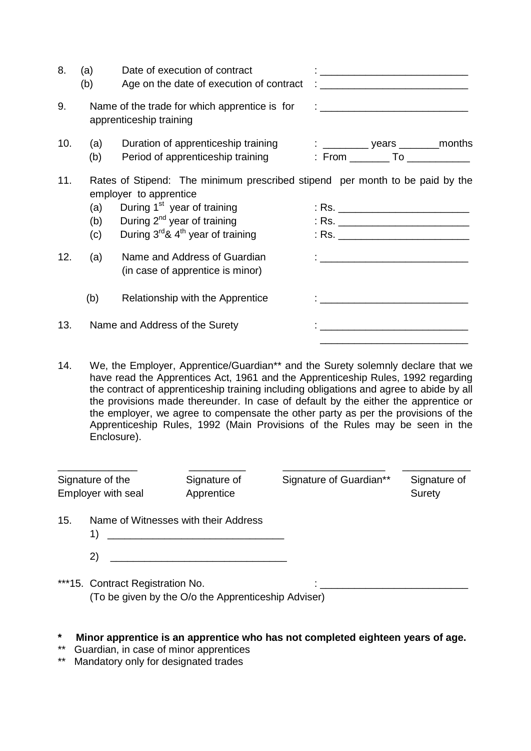8. (a) Date of execution of contract : ___________________________

   (b) Age on the date of execution of contract : ___________________________

9. Name of the trade for which apprentice is for apprenticeship training : ___________________________

10. (a) Duration of apprenticeship training : ________ years _______months

    (b) Period of apprenticeship training : From _______ To ___________

11. Rates of Stipend: The minimum prescribed stipend per month to be paid by the employer to apprentice

    (a) During 1st year of training : Rs. ________________________

    (b) During 2nd year of training : Rs. ________________________

    (c) During 3rd& 4th year of training : Rs. ________________________

12. (a) Name and Address of Guardian (in case of apprentice is minor) : ___________________________

    (b) Relationship with the Apprentice : ___________________________

13. Name and Address of the Surety : ___________________________

    ___________________________

14. We, the Employer, Apprentice/Guardian** and the Surety solemnly declare that we have read the Apprentices Act, 1961 and the Apprenticeship Rules, 1992 regarding the contract of apprenticeship training including obligations and agree to abide by all the provisions made thereunder. In case of default by the either the apprentice or the employer, we agree to compensate the other party as per the provisions of the Apprenticeship Rules, 1992 (Main Provisions of the Rules may be seen in the Enclosure).

| _______________ | ___________ | ___________________ | _____________ |
|---|---|---|---|
| Signature of the Employer with seal | Signature of Apprentice | Signature of Guardian** | Signature of Surety |

15. Name of Witnesses with their Address

    1) ________________________________

    2) ________________________________

***15. Contract Registration No. : ___________________________

(To be given by the O/o the Apprenticeship Adviser)

**\* Minor apprentice is an apprentice who has not completed eighteen years of age.**

** Guardian, in case of minor apprentices

** Mandatory only for designated trades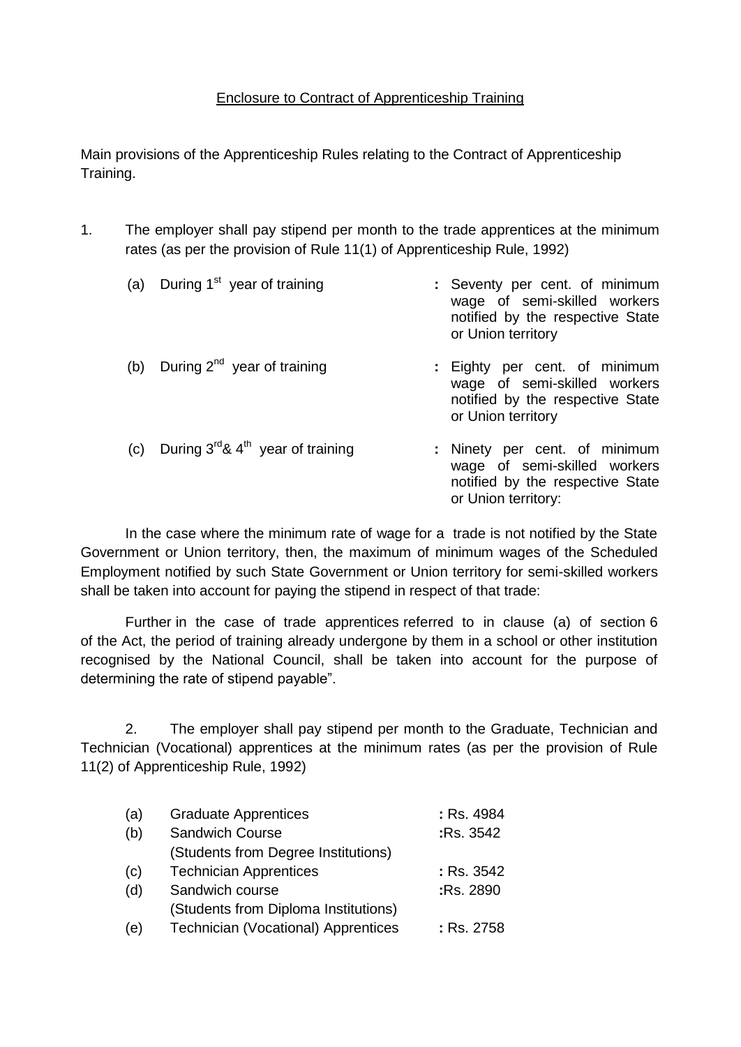<u>Enclosure to Contract of Apprenticeship Training</u>

Main provisions of the Apprenticeship Rules relating to the Contract of Apprenticeship Training.

1. The employer shall pay stipend per month to the trade apprentices at the minimum rates (as per the provision of Rule 11(1) of Apprenticeship Rule, 1992)

| | | |
|---|---|---|
| (a) | During 1st year of training | : Seventy per cent. of minimum wage of semi-skilled workers notified by the respective State or Union territory |
| (b) | During 2nd year of training | : Eighty per cent. of minimum wage of semi-skilled workers notified by the respective State or Union territory |
| (c) | During 3rd & 4th year of training | : Ninety per cent. of minimum wage of semi-skilled workers notified by the respective State or Union territory: |

In the case where the minimum rate of wage for a trade is not notified by the State Government or Union territory, then, the maximum of minimum wages of the Scheduled Employment notified by such State Government or Union territory for semi-skilled workers shall be taken into account for paying the stipend in respect of that trade:

Further in the case of trade apprentices referred to in clause (a) of section 6 of the Act, the period of training already undergone by them in a school or other institution recognised by the National Council, shall be taken into account for the purpose of determining the rate of stipend payable".

2. The employer shall pay stipend per month to the Graduate, Technician and Technician (Vocational) apprentices at the minimum rates (as per the provision of Rule 11(2) of Apprenticeship Rule, 1992)

| | | |
|---|---|---|
| (a) | Graduate Apprentices | : Rs. 4984 |
| (b) | Sandwich Course (Students from Degree Institutions) | :Rs. 3542 |
| (c) | Technician Apprentices | : Rs. 3542 |
| (d) | Sandwich course (Students from Diploma Institutions) | :Rs. 2890 |
| (e) | Technician (Vocational) Apprentices | : Rs. 2758 |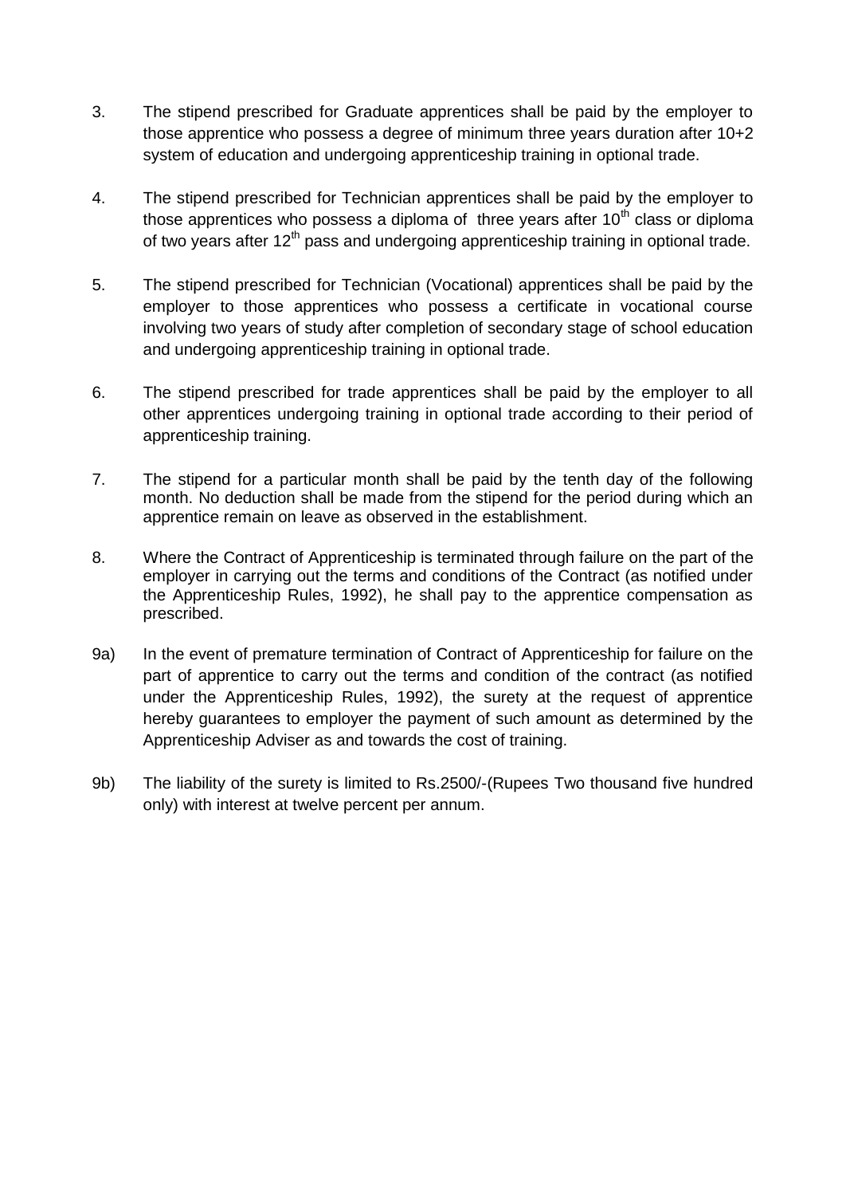3. The stipend prescribed for Graduate apprentices shall be paid by the employer to those apprentice who possess a degree of minimum three years duration after 10+2 system of education and undergoing apprenticeship training in optional trade.

4. The stipend prescribed for Technician apprentices shall be paid by the employer to those apprentices who possess a diploma of three years after $10^{th}$ class or diploma of two years after $12^{th}$ pass and undergoing apprenticeship training in optional trade.

5. The stipend prescribed for Technician (Vocational) apprentices shall be paid by the employer to those apprentices who possess a certificate in vocational course involving two years of study after completion of secondary stage of school education and undergoing apprenticeship training in optional trade.

6. The stipend prescribed for trade apprentices shall be paid by the employer to all other apprentices undergoing training in optional trade according to their period of apprenticeship training.

7. The stipend for a particular month shall be paid by the tenth day of the following month. No deduction shall be made from the stipend for the period during which an apprentice remain on leave as observed in the establishment.

8. Where the Contract of Apprenticeship is terminated through failure on the part of the employer in carrying out the terms and conditions of the Contract (as notified under the Apprenticeship Rules, 1992), he shall pay to the apprentice compensation as prescribed.

9a) In the event of premature termination of Contract of Apprenticeship for failure on the part of apprentice to carry out the terms and condition of the contract (as notified under the Apprenticeship Rules, 1992), the surety at the request of apprentice hereby guarantees to employer the payment of such amount as determined by the Apprenticeship Adviser as and towards the cost of training.

9b) The liability of the surety is limited to Rs.2500/-(Rupees Two thousand five hundred only) with interest at twelve percent per annum.